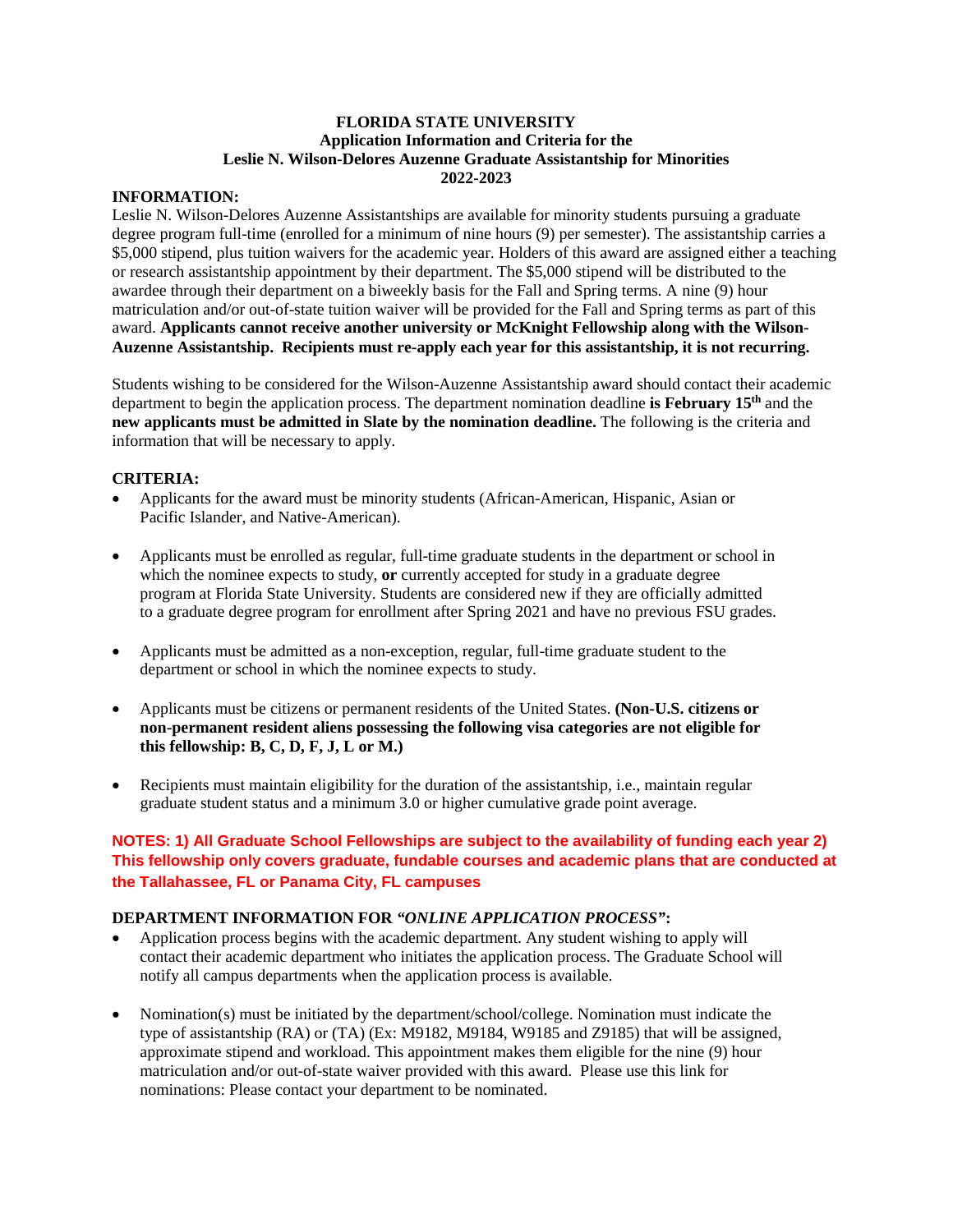# FLORIDA STATE UNIVERSITY
## Application Information and Criteria for the
## Leslie N. Wilson-Delores Auzenne Graduate Assistantship for Minorities
## 2022-2023

**INFORMATION:**

Leslie N. Wilson-Delores Auzenne Assistantships are available for minority students pursuing a graduate degree program full-time (enrolled for a minimum of nine hours (9) per semester). The assistantship carries a $5,000 stipend, plus tuition waivers for the academic year. Holders of this award are assigned either a teaching or research assistantship appointment by their department. The $5,000 stipend will be distributed to the awardee through their department on a biweekly basis for the Fall and Spring terms. A nine (9) hour matriculation and/or out-of-state tuition waiver will be provided for the Fall and Spring terms as part of this award. **Applicants cannot receive another university or McKnight Fellowship along with the Wilson-Auzenne Assistantship. Recipients must re-apply each year for this assistantship, it is not recurring.**

Students wishing to be considered for the Wilson-Auzenne Assistantship award should contact their academic department to begin the application process. The department nomination deadline **is February 15th** and the **new applicants must be admitted in Slate by the nomination deadline.** The following is the criteria and information that will be necessary to apply.

**CRITERIA:**

- Applicants for the award must be minority students (African-American, Hispanic, Asian or Pacific Islander, and Native-American).
- Applicants must be enrolled as regular, full-time graduate students in the department or school in which the nominee expects to study, **or** currently accepted for study in a graduate degree program at Florida State University. Students are considered new if they are officially admitted to a graduate degree program for enrollment after Spring 2021 and have no previous FSU grades.
- Applicants must be admitted as a non-exception, regular, full-time graduate student to the department or school in which the nominee expects to study.
- Applicants must be citizens or permanent residents of the United States. **(Non-U.S. citizens or non-permanent resident aliens possessing the following visa categories are not eligible for this fellowship: B, C, D, F, J, L or M.)**
- Recipients must maintain eligibility for the duration of the assistantship, i.e., maintain regular graduate student status and a minimum 3.0 or higher cumulative grade point average.

**NOTES: 1) All Graduate School Fellowships are subject to the availability of funding each year 2) This fellowship only covers graduate, fundable courses and academic plans that are conducted at the Tallahassee, FL or Panama City, FL campuses**

**DEPARTMENT INFORMATION FOR *"ONLINE APPLICATION PROCESS"*:**

- Application process begins with the academic department. Any student wishing to apply will contact their academic department who initiates the application process. The Graduate School will notify all campus departments when the application process is available.
- Nomination(s) must be initiated by the department/school/college. Nomination must indicate the type of assistantship (RA) or (TA) (Ex: M9182, M9184, W9185 and Z9185) that will be assigned, approximate stipend and workload. This appointment makes them eligible for the nine (9) hour matriculation and/or out-of-state waiver provided with this award. Please use this link for nominations: Please contact your department to be nominated.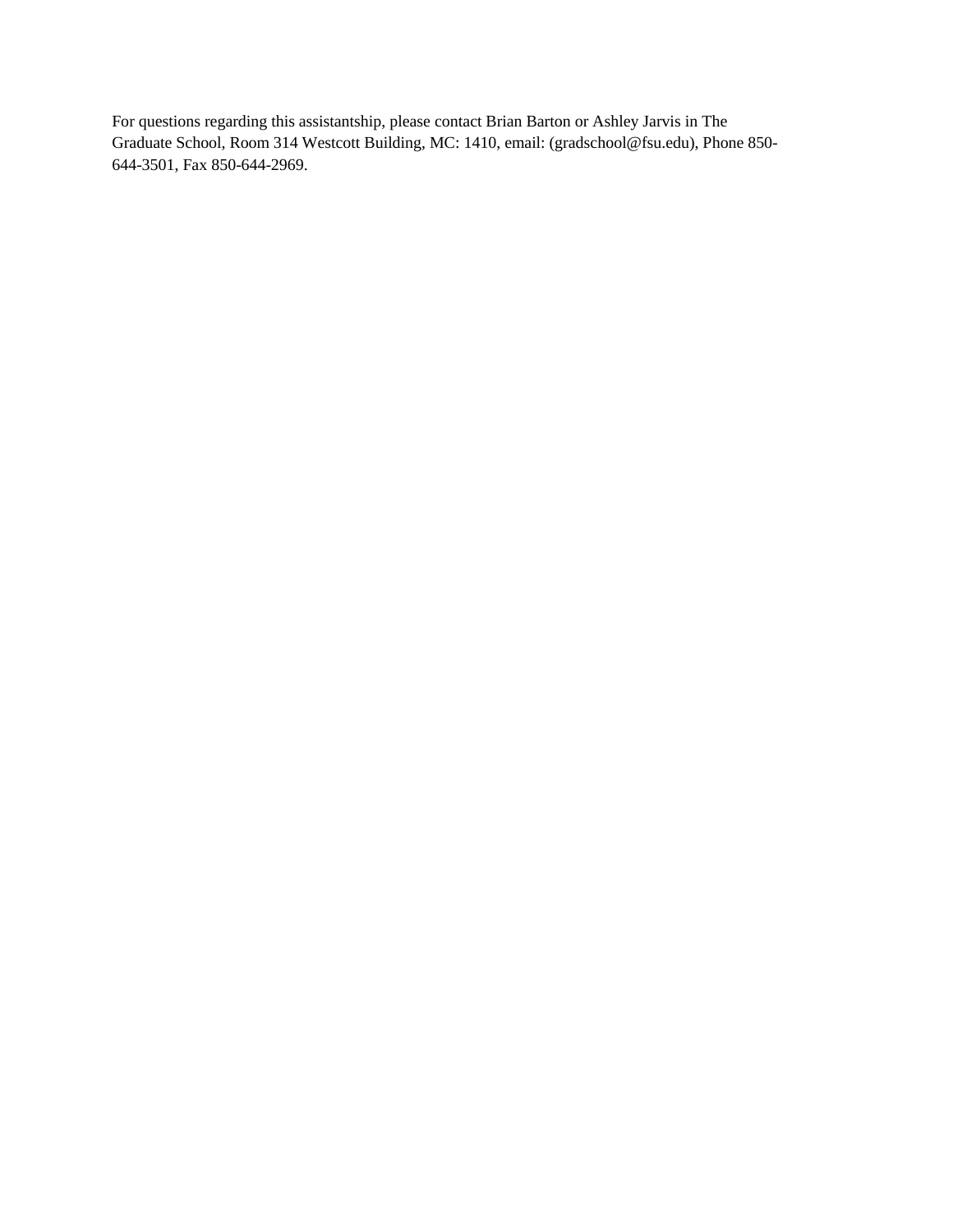For questions regarding this assistantship, please contact Brian Barton or Ashley Jarvis in The Graduate School, Room 314 Westcott Building, MC: 1410, email: (gradschool@fsu.edu), Phone 850-644-3501, Fax 850-644-2969.